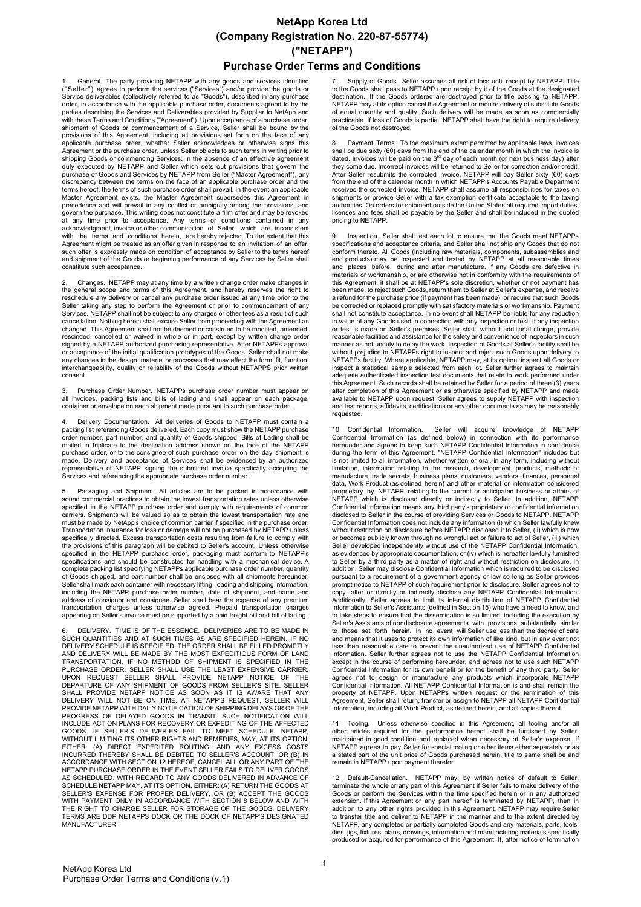# NetApp Korea Ltd
# (Company Registration No. 220-87-55774)
# ("NETAPP")
## Purchase Order Terms and Conditions

1. General. The party providing NETAPP with any goods and services identified ("Seller") agrees to perform the services ("Services") and/or provide the goods or Service deliverables (collectively referred to as "Goods"), described in any purchase order, in accordance with the applicable purchase order, documents agreed to by the parties describing the Services and Deliverables provided by Supplier to NetApp and with these Terms and Conditions ("Agreement"). Upon acceptance of a purchase order, shipment of Goods or commencement of a Service, Seller shall be bound by the provisions of this Agreement, including all provisions set forth on the face of any applicable purchase order, whether Seller acknowledges or otherwise signs this Agreement or the purchase order, unless Seller objects to such terms in writing prior to shipping Goods or commencing Services. In the absence of an effective agreement duly executed by NETAPP and Seller which sets out provisions that govern the purchase of Goods and Services by NETAPP from Seller ("Master Agreement"), any discrepancy between the terms on the face of an applicable purchase order and the terms hereof, the terms of such purchase order shall prevail. In the event an applicable Master Agreement exists, the Master Agreement supersedes this Agreement in precedence and will prevail in any conflict or ambiguity among the provisions, and govern the purchase. This writing does not constitute a firm offer and may be revoked at any time prior to acceptance. Any terms or conditions contained in any acknowledgment, invoice or other communication of Seller, which are inconsistent with the terms and conditions herein, are hereby rejected. To the extent that this Agreement might be treated as an offer given in response to an invitation of an offer, such offer is expressly made on condition of acceptance by Seller to the terms hereof and shipment of the Goods or beginning performance of any Services by Seller shall constitute such acceptance.

2. Changes. NETAPP may at any time by a written change order make changes in the general scope and terms of this Agreement, and hereby reserves the right to reschedule any delivery or cancel any purchase order issued at any time prior to the Seller taking any step to perform the Agreement or prior to commencement of any Services. NETAPP shall not be subject to any charges or other fees as a result of such cancellation. Nothing herein shall excuse Seller from proceeding with the Agreement as changed. This Agreement shall not be deemed or construed to be modified, amended, rescinded, cancelled or waived in whole or in part, except by written change order signed by a NETAPP authorized purchasing representative. After NETAPPs approval or acceptance of the initial qualification prototypes of the Goods, Seller shall not make any changes in the design, material or processes that may affect the form, fit, function, interchangeability, quality or reliability of the Goods without NETAPPS prior written consent.

3. Purchase Order Number. NETAPPs purchase order number must appear on all invoices, packing lists and bills of lading and shall appear on each package, container or envelope on each shipment made pursuant to such purchase order.

4. Delivery Documentation. All deliveries of Goods to NETAPP must contain a packing list referencing Goods delivered. Each copy must show the NETAPP purchase order number, part number, and quantity of Goods shipped. Bills of Lading shall be mailed in triplicate to the destination address shown on the face of the NETAPP purchase order, or to the consignee of such purchase order on the day shipment is made. Delivery and acceptance of Services shall be evidenced by an authorized representative of NETAPP signing the submitted invoice specifically accepting the Services and referencing the appropriate purchase order number.

5. Packaging and Shipment. All articles are to be packed in accordance with sound commercial practices to obtain the lowest transportation rates unless otherwise specified in the NETAPP purchase order and comply with requirements of common carriers. Shipments will be valued so as to obtain the lowest transportation rate and must be made by NetApp's choice of common carrier if specified in the purchase order. Transportation insurance for loss or damage will not be purchased by NETAPP unless specifically directed. Excess transportation costs resulting from failure to comply with the provisions of this paragraph will be debited to Seller's account. Unless otherwise specified in the NETAPP purchase order, packaging must conform to NETAPP's specifications and should be constructed for handling with a mechanical device. A complete packing list specifying NETAPPs applicable purchase order number, quantity of Goods shipped, and part number shall be enclosed with all shipments hereunder. Seller shall mark each container with necessary lifting, loading and shipping information, including the NETAPP purchase order number, date of shipment, and name and address of consignor and consignee. Seller shall bear the expense of any premium transportation charges unless otherwise agreed. Prepaid transportation charges appearing on Seller's invoice must be supported by a paid freight bill and bill of lading.

6. DELIVERY. TIME IS OF THE ESSENCE. DELIVERIES ARE TO BE MADE IN SUCH QUANTITIES AND AT SUCH TIMES AS ARE SPECIFIED HEREIN. IF NO DELIVERY SCHEDULE IS SPECIFIED, THE ORDER SHALL BE FILLED PROMPTLY AND DELIVERY WILL BE MADE BY THE MOST EXPEDITIOUS FORM OF LAND TRANSPORTATION. IF NO METHOD OF SHIPMENT IS SPECIFIED IN THE PURCHASE ORDER, SELLER SHALL USE THE LEAST EXPENSIVE CARRIER. UPON REQUEST SELLER SHALL PROVIDE NETAPP NOTICE OF THE DEPARTURE OF ANY SHIPMENT OF GOODS FROM SELLER'S SITE. SELLER SHALL PROVIDE NETAPP NOTICE AS SOON AS IT IS AWARE THAT ANY DELIVERY WILL NOT BE ON TIME. AT NETAPP'S REQUEST, SELLER WILL PROVIDE NETAPP WITH DAILY NOTIFICATION OF SHIPPING DELAYS OR OF THE PROGRESS OF DELAYED GOODS IN TRANSIT. SUCH NOTIFICATION WILL INCLUDE ACTION PLANS FOR RECOVERY OR EXPEDITING OF THE AFFECTED GOODS. IF SELLER'S DELIVERIES FAIL TO MEET SCHEDULE, NETAPP, WITHOUT LIMITING ITS OTHER RIGHTS AND REMEDIES, MAY, AT ITS OPTION, EITHER: (A) DIRECT EXPEDITED ROUTING, AND ANY EXCESS COSTS INCURRED THEREBY SHALL BE DEBITED TO SELLER'S ACCOUNT; OR (B) IN ACCORDANCE WITH SECTION 12 HEREOF, CANCEL ALL OR ANY PART OF THE NETAPP PURCHASE ORDER IN THE EVENT SELLER FAILS TO DELIVER GOODS AS SCHEDULED. WITH REGARD TO ANY GOODS DELIVERED IN ADVANCE OF SCHEDULE NETAPP MAY, AT ITS OPTION, EITHER: (A) RETURN THE GOODS AT SELLER'S EXPENSE FOR PROPER DELIVERY, OR (B) ACCEPT THE GOODS WITH PAYMENT ONLY IN ACCORDANCE WITH SECTION 8 BELOW AND WITH THE RIGHT TO CHARGE SELLER FOR STORAGE OF THE GOODS. DELIVERY TERMS ARE DDP NETAPPS DOCK OR THE DOCK OF NETAPP'S DESIGNATED MANUFACTURER.

7. Supply of Goods. Seller assumes all risk of loss until receipt by NETAPP. Title to the Goods shall pass to NETAPP upon receipt by it of the Goods at the designated destination. If the Goods ordered are destroyed prior to title passing to NETAPP, NETAPP may at its option cancel the Agreement or require delivery of substitute Goods of equal quantity and quality. Such delivery will be made as soon as commercially practicable. If loss of Goods is partial, NETAPP shall have the right to require delivery of the Goods not destroyed.

8. Payment Terms. To the maximum extent permitted by applicable laws, invoices shall be due sixty (60) days from the end of the calendar month in which the invoice is dated. Invoices will be paid on the 3rd day of each month (or next business day) after they come due. Incorrect invoices will be returned to Seller for correction and/or credit. After Seller resubmits the corrected invoice, NETAPP will pay Seller sixty (60) days from the end of the calendar month in which NETAPP's Accounts Payable Department receives the corrected invoice. NETAPP shall assume all responsibilities for taxes on shipments or provide Seller with a tax exemption certificate acceptable to the taxing authorities. On orders for shipment outside the United States all required import duties, licenses and fees shall be payable by the Seller and shall be included in the quoted pricing to NETAPP.

9. Inspection. Seller shall test each lot to ensure that the Goods meet NETAPPs specifications and acceptance criteria, and Seller shall not ship any Goods that do not conform thereto. All Goods (including raw materials, components, subassemblies and end products) may be inspected and tested by NETAPP at all reasonable times and places before, during and after manufacture. If any Goods are defective in materials or workmanship, or are otherwise not in conformity with the requirements of this Agreement, it shall be at NETAPP's sole discretion, whether or not payment has been made, to reject such Goods, return them to Seller at Seller's expense, and receive a refund for the purchase price (if payment has been made), or require that such Goods be corrected or replaced promptly with satisfactory materials or workmanship. Payment shall not constitute acceptance. In no event shall NETAPP be liable for any reduction in value of any Goods used in connection with any inspection or test. If any inspection or test is made on Seller's premises, Seller shall, without additional charge, provide reasonable facilities and assistance for the safety and convenience of inspectors in such manner as not unduly to delay the work. Inspection of Goods at Seller's facility shall be without prejudice to NETAPPs right to inspect and reject such Goods upon delivery to NETAPPs facility. Where applicable, NETAPP may, at its option, inspect all Goods or inspect a statistical sample selected from each lot. Seller further agrees to maintain adequate authenticated inspection test documents that relate to work performed under this Agreement. Such records shall be retained by Seller for a period of three (3) years after completion of this Agreement or as otherwise specified by NETAPP and made available to NETAPP upon request. Seller agrees to supply NETAPP with inspection and test reports, affidavits, certifications or any other documents as may be reasonably requested.

10. Confidential Information. Seller will acquire knowledge of NETAPP Confidential Information (as defined below) in connection with its performance hereunder and agrees to keep such NETAPP Confidential Information in confidence during the term of this Agreement. "NETAPP Confidential Information" includes but is not limited to all information, whether written or oral, in any form, including without limitation, information relating to the research, development, products, methods of manufacture, trade secrets, business plans, customers, vendors, finances, personnel data, Work Product (as defined herein) and other material or information considered proprietary by NETAPP relating to the current or anticipated business or affairs of NETAPP which is disclosed directly or indirectly to Seller. In addition, NETAPP Confidential Information means any third party's proprietary or confidential information disclosed to Seller in the course of providing Services or Goods to NETAPP. NETAPP Confidential Information does not include any information (i) which Seller lawfully knew without restriction on disclosure before NETAPP disclosed it to Seller, (ii) which is now or becomes publicly known through no wrongful act or failure to act of Seller, (iii) which Seller developed independently without use of the NETAPP Confidential Information, as evidenced by appropriate documentation, or (iv) which is hereafter lawfully furnished to Seller by a third party as a matter of right and without restriction on disclosure. In addition, Seller may disclose Confidential Information which is required to be disclosed pursuant to a requirement of a government agency or law so long as Seller provides prompt notice to NETAPP of such requirement prior to disclosure. Seller agrees not to copy, alter or directly or indirectly disclose any NETAPP Confidential Information. Additionally, Seller agrees to limit its internal distribution of NETAPP Confidential Information to Seller's Assistants (defined in Section 15) who have a need to know, and to take steps to ensure that the dissemination is so limited, including the execution by Seller's Assistants of nondisclosure agreements with provisions substantially similar to those set forth herein. In no event will Seller use less than the degree of care and means that it uses to protect its own information of like kind, but in any event not less than reasonable care to prevent the unauthorized use of NETAPP Confidential Information. Seller further agrees not to use the NETAPP Confidential Information except in the course of performing hereunder, and agrees not to use such NETAPP Confidential Information for its own benefit or for the benefit of any third party. Seller agrees not to design or manufacture any products which incorporate NETAPP Confidential Information. All NETAPP Confidential Information is and shall remain the property of NETAPP. Upon NETAPPs written request or the termination of this Agreement, Seller shall return, transfer or assign to NETAPP all NETAPP Confidential Information, including all Work Product, as defined herein, and all copies thereof.

11. Tooling. Unless otherwise specified in this Agreement, all tooling and/or all other articles required for the performance hereof shall be furnished by Seller, maintained in good condition and replaced when necessary at Seller's expense. If NETAPP agrees to pay Seller for special tooling or other items either separately or as a stated part of the unit price of Goods purchased herein, title to same shall be and remain in NETAPP upon payment therefor.

12. Default-Cancellation. NETAPP may, by written notice of default to Seller, terminate the whole or any part of this Agreement if Seller fails to make delivery of the Goods or perform the Services within the time specified herein or in any authorized extension. If this Agreement or any part hereof is terminated by NETAPP, then in addition to any other rights provided in this Agreement, NETAPP may require Seller to transfer title and deliver to NETAPP in the manner and to the extent directed by NETAPP, any completed or partially completed Goods and any materials, parts, tools, dies, jigs, fixtures, plans, drawings, information and manufacturing materials specifically produced or acquired for performance of this Agreement. If, after notice of termination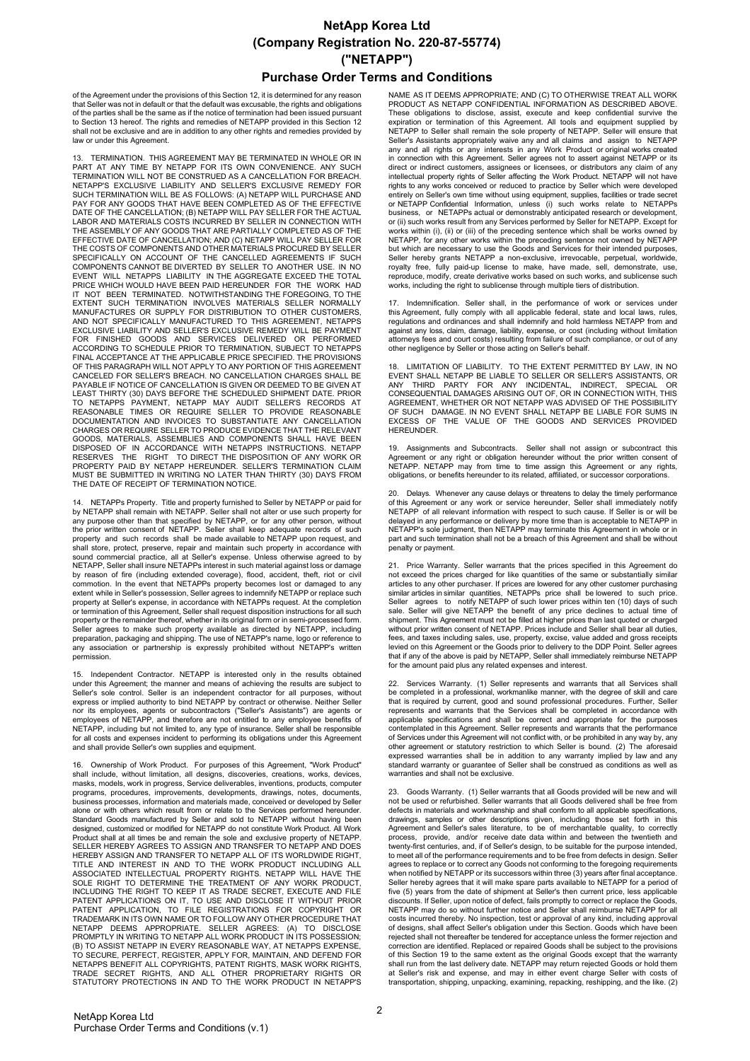of the Agreement under the provisions of this Section 12, it is determined for any reason that Seller was not in default or that the default was excusable, the rights and obligations of the parties shall be the same as if the notice of termination had been issued pursuant to Section 13 hereof. The rights and remedies of NETAPP provided in this Section 12 shall not be exclusive and are in addition to any other rights and remedies provided by law or under this Agreement.

13. TERMINATION. THIS AGREEMENT MAY BE TERMINATED IN WHOLE OR IN PART AT ANY TIME BY NETAPP FOR ITS OWN CONVENIENCE. ANY SUCH TERMINATION WILL NOT BE CONSTRUED AS A CANCELLATION FOR BREACH. NETAPP'S EXCLUSIVE LIABILITY AND SELLER'S EXCLUSIVE REMEDY FOR SUCH TERMINATION WILL BE AS FOLLOWS: (A) NETAPP WILL PURCHASE AND PAY FOR ANY GOODS THAT HAVE BEEN COMPLETED AS OF THE EFFECTIVE DATE OF THE CANCELLATION; (B) NETAPP WILL PAY SELLER FOR THE ACTUAL LABOR AND MATERIALS COSTS INCURRED BY SELLER IN CONNECTION WITH THE ASSEMBLY OF ANY GOODS THAT ARE PARTIALLY COMPLETED AS OF THE EFFECTIVE DATE OF CANCELLATION; AND (C) NETAPP WILL PAY SELLER FOR THE COSTS OF COMPONENTS AND OTHER MATERIALS PROCURED BY SELLER SPECIFICALLY ON ACCOUNT OF THE CANCELLED AGREEMENTS IF SUCH COMPONENTS CANNOT BE DIVERTED BY SELLER TO ANOTHER USE. IN NO EVENT WILL NETAPPS LIABILITY IN THE AGGREGATE EXCEED THE TOTAL PRICE WHICH WOULD HAVE BEEN PAID HEREUNDER FOR THE WORK HAD IT NOT BEEN TERMINATED. NOTWITHSTANDING THE FOREGOING, TO THE EXTENT SUCH TERMINATION INVOLVES MATERIALS SELLER NORMALLY MANUFACTURES OR SUPPLY FOR DISTRIBUTION TO OTHER CUSTOMERS, AND NOT SPECIFICALLY MANUFACTURED TO THIS AGREEMENT, NETAPPS EXCLUSIVE LIABILITY AND SELLER'S EXCLUSIVE REMEDY WILL BE PAYMENT FOR FINISHED GOODS AND SERVICES DELIVERED OR PERFORMED ACCORDING TO SCHEDULE PRIOR TO TERMINATION, SUBJECT TO NETAPPS FINAL ACCEPTANCE AT THE APPLICABLE PRICE SPECIFIED. THE PROVISIONS OF THIS PARAGRAPH WILL NOT APPLY TO ANY PORTION OF THIS AGREEMENT CANCELED FOR SELLER'S BREACH. NO CANCELLATION CHARGES SHALL BE PAYABLE IF NOTICE OF CANCELLATION IS GIVEN OR DEEMED TO BE GIVEN AT LEAST THIRTY (30) DAYS BEFORE THE SCHEDULED SHIPMENT DATE. PRIOR TO NETAPPS PAYMENT, NETAPP MAY AUDIT SELLER'S RECORDS AT REASONABLE TIMES OR REQUIRE SELLER TO PROVIDE REASONABLE DOCUMENTATION AND INVOICES TO SUBSTANTIATE ANY CANCELLATION CHARGES OR REQUIRE SELLER TO PRODUCE EVIDENCE THAT THE RELEVANT GOODS, MATERIALS, ASSEMBLIES AND COMPONENTS SHALL HAVE BEEN DISPOSED OF IN ACCORDANCE WITH NETAPPS INSTRUCTIONS. NETAPP RESERVES THE RIGHT TO DIRECT THE DISPOSITION OF ANY WORK OR PROPERTY PAID BY NETAPP HEREUNDER. SELLER'S TERMINATION CLAIM MUST BE SUBMITTED IN WRITING NO LATER THAN THIRTY (30) DAYS FROM THE DATE OF RECEIPT OF TERMINATION NOTICE.

14. NETAPPs Property. Title and property furnished to Seller by NETAPP or paid for by NETAPP shall remain with NETAPP. Seller shall not alter or use such property for any purpose other than that specified by NETAPP, or for any other person, without the prior written consent of NETAPP. Seller shall keep adequate records of such property and such records shall be made available to NETAPP upon request, and shall store, protect, preserve, repair and maintain such property in accordance with sound commercial practice, all at Seller's expense. Unless otherwise agreed to by NETAPP, Seller shall insure NETAPPs interest in such material against loss or damage by reason of fire (including extended coverage), flood, accident, theft, riot or civil commotion. In the event that NETAPPs property becomes lost or damaged to any extent while in Seller's possession, Seller agrees to indemnify NETAPP or replace such property at Seller's expense, in accordance with NETAPPs request. At the completion or termination of this Agreement, Seller shall request disposition instructions for all such property or the remainder thereof, whether in its original form or in semi-processed form. Seller agrees to make such property available as directed by NETAPP, including preparation, packaging and shipping. The use of NETAPP's name, logo or reference to any association or partnership is expressly prohibited without NETAPP's written permission.

15. Independent Contractor. NETAPP is interested only in the results obtained under this Agreement; the manner and means of achieving the results are subject to Seller's sole control. Seller is an independent contractor for all purposes, without express or implied authority to bind NETAPP by contract or otherwise. Neither Seller nor its employees, agents or subcontractors ("Seller's Assistants") are agents or employees of NETAPP, and therefore are not entitled to any employee benefits of NETAPP, including but not limited to, any type of insurance. Seller shall be responsible for all costs and expenses incident to performing its obligations under this Agreement and shall provide Seller's own supplies and equipment.

16. Ownership of Work Product. For purposes of this Agreement, "Work Product" shall include, without limitation, all designs, discoveries, creations, works, devices, masks, models, work in progress, Service deliverables, inventions, products, computer programs, procedures, improvements, developments, drawings, notes, documents, business processes, information and materials made, conceived or developed by Seller alone or with others which result from or relate to the Services performed hereunder. Standard Goods manufactured by Seller and sold to NETAPP without having been designed, customized or modified for NETAPP do not constitute Work Product. All Work Product shall at all times be and remain the sole and exclusive property of NETAPP. SELLER HEREBY AGREES TO ASSIGN AND TRANSFER TO NETAPP AND DOES HEREBY ASSIGN AND TRANSFER TO NETAPP ALL OF ITS WORLDWIDE RIGHT, TITLE AND INTEREST IN AND TO THE WORK PRODUCT INCLUDING ALL ASSOCIATED INTELLECTUAL PROPERTY RIGHTS. NETAPP WILL HAVE THE SOLE RIGHT TO DETERMINE THE TREATMENT OF ANY WORK PRODUCT, INCLUDING THE RIGHT TO KEEP IT AS TRADE SECRET, EXECUTE AND FILE PATENT APPLICATIONS ON IT, TO USE AND DISCLOSE IT WITHOUT PRIOR PATENT APPLICATION, TO FILE REGISTRATIONS FOR COPYRIGHT OR TRADEMARK IN ITS OWN NAME OR TO FOLLOW ANY OTHER PROCEDURE THAT NETAPP DEEMS APPROPRIATE. SELLER AGREES: (A) TO DISCLOSE PROMPTLY IN WRITING TO NETAPP ALL WORK PRODUCT IN ITS POSSESSION; (B) TO ASSIST NETAPP IN EVERY REASONABLE WAY, AT NETAPPS EXPENSE, TO SECURE, PERFECT, REGISTER, APPLY FOR, MAINTAIN, AND DEFEND FOR NETAPPS BENEFIT ALL COPYRIGHTS, PATENT RIGHTS, MASK WORK RIGHTS, TRADE SECRET RIGHTS, AND ALL OTHER PROPRIETARY RIGHTS OR STATUTORY PROTECTIONS IN AND TO THE WORK PRODUCT IN NETAPP'S NAME AS IT DEEMS APPROPRIATE; AND (C) TO OTHERWISE TREAT ALL WORK PRODUCT AS NETAPP CONFIDENTIAL INFORMATION AS DESCRIBED ABOVE. These obligations to disclose, assist, execute and keep confidential survive the expiration or termination of this Agreement. All tools and equipment supplied by NETAPP to Seller shall remain the sole property of NETAPP. Seller will ensure that Seller's Assistants appropriately waive any and all claims and assign to NETAPP any and all rights or any interests in any Work Product or original works created in connection with this Agreement. Seller agrees not to assert against NETAPP or its direct or indirect customers, assignees or licensees, or distributors any claim of any intellectual property rights of Seller affecting the Work Product. NETAPP will not have rights to any works conceived or reduced to practice by Seller which were developed entirely on Seller's own time without using equipment, supplies, facilities or trade secret or NETAPP Confidential Information, unless (i) such works relate to NETAPPs business, or NETAPPs actual or demonstrably anticipated research or development, or (ii) such works result from any Services performed by Seller for NETAPP. Except for works within (i), (ii) or (iii) of the preceding sentence which shall be works owned by NETAPP, for any other works within the preceding sentence not owned by NETAPP but which are necessary to use the Goods and Services for their intended purposes, Seller hereby grants NETAPP a non-exclusive, irrevocable, perpetual, worldwide, royalty free, fully paid-up license to make, have made, sell, demonstrate, use, reproduce, modify, create derivative works based on such works, and sublicense such works, including the right to sublicense through multiple tiers of distribution.

17. Indemnification. Seller shall, in the performance of work or services under this Agreement, fully comply with all applicable federal, state and local laws, rules, regulations and ordinances and shall indemnify and hold harmless NETAPP from and against any loss, claim, damage, liability, expense, or cost (including without limitation attorneys fees and court costs) resulting from failure of such compliance, or out of any other negligence by Seller or those acting on Seller's behalf.

18. LIMITATION OF LIABILITY. TO THE EXTENT PERMITTED BY LAW, IN NO EVENT SHALL NETAPP BE LIABLE TO SELLER OR SELLER'S ASSISTANTS, OR ANY THIRD PARTY FOR ANY INCIDENTAL, INDIRECT, SPECIAL OR CONSEQUENTIAL DAMAGES ARISING OUT OF, OR IN CONNECTION WITH, THIS AGREEMENT, WHETHER OR NOT NETAPP WAS ADVISED OF THE POSSIBILITY OF SUCH DAMAGE. IN NO EVENT SHALL NETAPP BE LIABLE FOR SUMS IN EXCESS OF THE VALUE OF THE GOODS AND SERVICES PROVIDED HEREUNDER.

19. Assignments and Subcontracts. Seller shall not assign or subcontract this Agreement or any right or obligation hereunder without the prior written consent of NETAPP. NETAPP may from time to time assign this Agreement or any rights, obligations, or benefits hereunder to its related, affiliated, or successor corporations.

20. Delays. Whenever any cause delays or threatens to delay the timely performance of this Agreement or any work or service hereunder, Seller shall immediately notify NETAPP of all relevant information with respect to such cause. If Seller is or will be delayed in any performance or delivery by more time than is acceptable to NETAPP in NETAPP's sole judgment, then NETAPP may terminate this Agreement in whole or in part and such termination shall not be a breach of this Agreement and shall be without penalty or payment.

21. Price Warranty. Seller warrants that the prices specified in this Agreement do not exceed the prices charged for like quantities of the same or substantially similar articles to any other purchaser. If prices are lowered for any other customer purchasing similar articles in similar quantities, NETAPPs price shall be lowered to such price. Seller agrees to notify NETAPP of such lower prices within ten (10) days of such sale. Seller will give NETAPP the benefit of any price declines to actual time of shipment. This Agreement must not be filled at higher prices than last quoted or charged without prior written consent of NETAPP. Prices include and Seller shall bear all duties, fees, and taxes including sales, use, property, excise, value added and gross receipts levied on this Agreement or the Goods prior to delivery to the DDP Point. Seller agrees that if any of the above is paid by NETAPP, Seller shall immediately reimburse NETAPP for the amount paid plus any related expenses and interest.

22. Services Warranty. (1) Seller represents and warrants that all Services shall be completed in a professional, workmanlike manner, with the degree of skill and care that is required by current, good and sound professional procedures. Further, Seller represents and warrants that the Services shall be completed in accordance with applicable specifications and shall be correct and appropriate for the purposes contemplated in this Agreement. Seller represents and warrants that the performance of Services under this Agreement will not conflict with, or be prohibited in any way by, any other agreement or statutory restriction to which Seller is bound. (2) The aforesaid expressed warranties shall be in addition to any warranty implied by law and any standard warranty or guarantee of Seller shall be construed as conditions as well as warranties and shall not be exclusive.

23. Goods Warranty. (1) Seller warrants that all Goods provided will be new and will not be used or refurbished. Seller warrants that all Goods delivered shall be free from defects in materials and workmanship and shall conform to all applicable specifications, drawings, samples or other descriptions given, including those set forth in this Agreement and Seller's sales literature, to be of merchantable quality, to correctly process, provide, and/or receive date data within and between the twentieth and twenty-first centuries, and, if of Seller's design, to be suitable for the purpose intended, to meet all of the performance requirements and to be free from defects in design. Seller agrees to replace or to correct any Goods not conforming to the foregoing requirements when notified by NETAPP or its successors within three (3) years after final acceptance. Seller hereby agrees that it will make spare parts available to NETAPP for a period of five (5) years from the date of shipment at Seller's then current price, less applicable discounts. If Seller, upon notice of defect, fails promptly to correct or replace the Goods, NETAPP may do so without further notice and Seller shall reimburse NETAPP for all costs incurred thereby. No inspection, test or approval of any kind, including approval of designs, shall affect Seller's obligation under this Section. Goods which have been rejected shall not thereafter be tendered for acceptance unless the former rejection and correction are identified. Replaced or repaired Goods shall be subject to the provisions of this Section 19 to the same extent as the original Goods except that the warranty shall run from the last delivery date. NETAPP may return rejected Goods or hold them at Seller's risk and expense, and may in either event charge Seller with costs of transportation, shipping, unpacking, examining, repacking, reshipping, and the like. (2)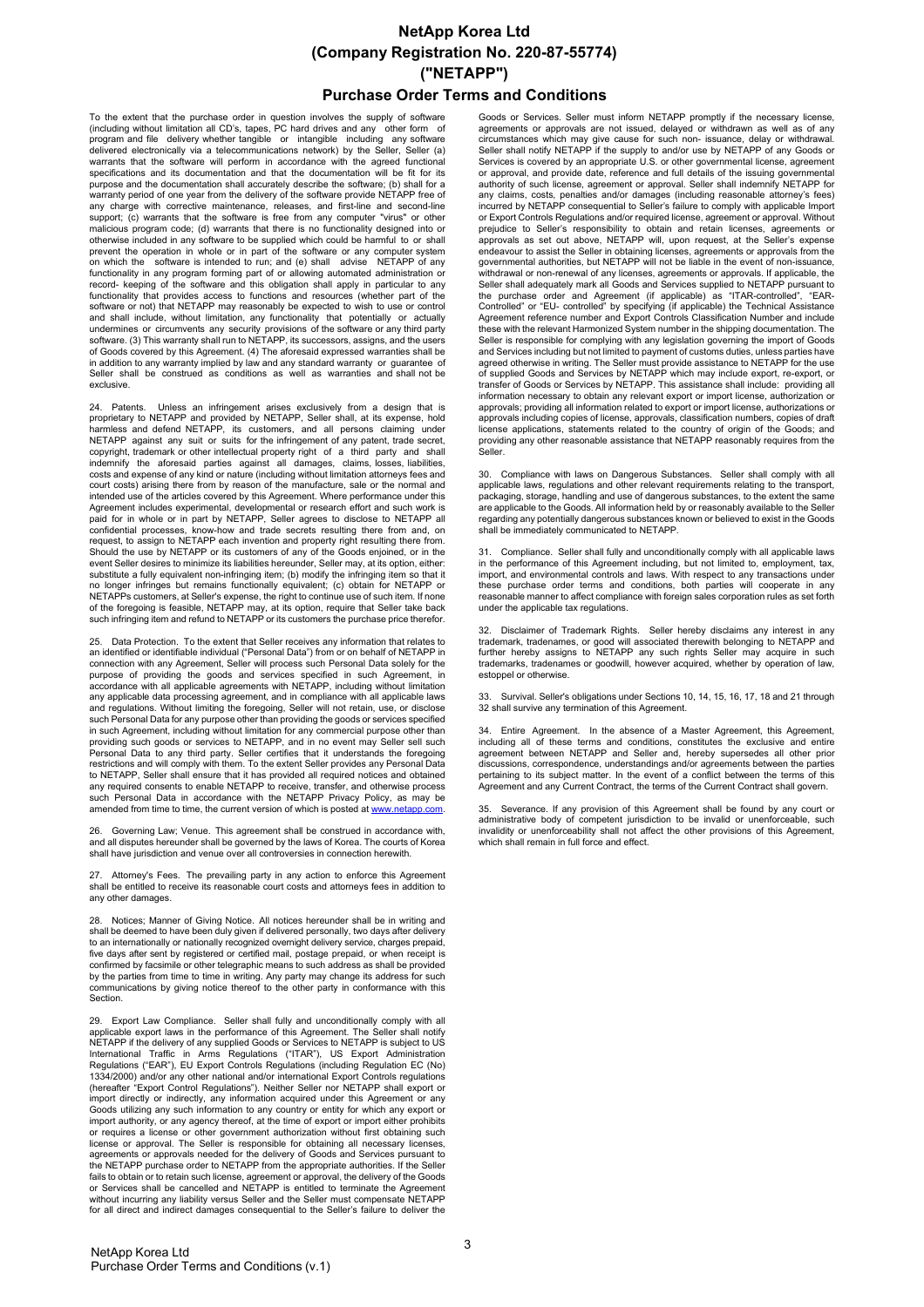# NetApp Korea Ltd
# (Company Registration No. 220-87-55774)
# ("NETAPP")
## Purchase Order Terms and Conditions

To the extent that the purchase order in question involves the supply of software (including without limitation all CD's, tapes, PC hard drives and any other form of program and file delivery whether tangible or intangible including any software delivered electronically via a telecommunications network) by the Seller, Seller (a) warrants that the software will perform in accordance with the agreed functional specifications and its documentation and that the documentation will be fit for its purpose and the documentation shall accurately describe the software; (b) shall for a warranty period of one year from the delivery of the software provide NETAPP free of any charge with corrective maintenance, releases, and first-line and second-line support; (c) warrants that the software is free from any computer "virus" or other malicious program code; (d) warrants that there is no functionality designed into or otherwise included in any software to be supplied which could be harmful to or shall prevent the operation in whole or in part of the software or any computer system on which the software is intended to run; and (e) shall advise NETAPP of any functionality in any program forming part of or allowing automated administration or record- keeping of the software and this obligation shall apply in particular to any functionality that provides access to functions and resources (whether part of the software or not) that NETAPP may reasonably be expected to wish to use or control and shall include, without limitation, any functionality that potentially or actually undermines or circumvents any security provisions of the software or any third party software. (3) This warranty shall run to NETAPP, its successors, assigns, and the users of Goods covered by this Agreement. (4) The aforesaid expressed warranties shall be in addition to any warranty implied by law and any standard warranty or guarantee of Seller shall be construed as conditions as well as warranties and shall not be exclusive.

24. Patents. Unless an infringement arises exclusively from a design that is proprietary to NETAPP and provided by NETAPP, Seller shall, at its expense, hold harmless and defend NETAPP, its customers, and all persons claiming under NETAPP against any suit or suits for the infringement of any patent, trade secret, copyright, trademark or other intellectual property right of a third party and shall indemnify the aforesaid parties against all damages, claims, losses, liabilities, costs and expense of any kind or nature (including without limitation attorneys fees and court costs) arising there from by reason of the manufacture, sale or the normal and intended use of the articles covered by this Agreement. Where performance under this Agreement includes experimental, developmental or research effort and such work is paid for in whole or in part by NETAPP, Seller agrees to disclose to NETAPP all confidential processes, know-how and trade secrets resulting there from and, on request, to assign to NETAPP each invention and property right resulting there from. Should the use by NETAPP or its customers of any of the Goods enjoined, or in the event Seller desires to minimize its liabilities hereunder, Seller may, at its option, either: substitute a fully equivalent non-infringing item; (b) modify the infringing item so that it no longer infringes but remains functionally equivalent; (c) obtain for NETAPP or NETAPPs customers, at Seller's expense, the right to continue use of such item. If none of the foregoing is feasible, NETAPP may, at its option, require that Seller take back such infringing item and refund to NETAPP or its customers the purchase price therefor.

25. Data Protection. To the extent that Seller receives any information that relates to an identified or identifiable individual ("Personal Data") from or on behalf of NETAPP in connection with any Agreement, Seller will process such Personal Data solely for the purpose of providing the goods and services specified in such Agreement, in accordance with all applicable agreements with NETAPP, including without limitation any applicable data processing agreement, and in compliance with all applicable laws and regulations. Without limiting the foregoing, Seller will not retain, use, or disclose such Personal Data for any purpose other than providing the goods or services specified in such Agreement, including without limitation for any commercial purpose other than providing such goods or services to NETAPP, and in no event may Seller sell such Personal Data to any third party. Seller certifies that it understands the foregoing restrictions and will comply with them. To the extent Seller provides any Personal Data to NETAPP, Seller shall ensure that it has provided all required notices and obtained any required consents to enable NETAPP to receive, transfer, and otherwise process such Personal Data in accordance with the NETAPP Privacy Policy, as may be amended from time to time, the current version of which is posted at www.netapp.com.

26. Governing Law; Venue. This agreement shall be construed in accordance with, and all disputes hereunder shall be governed by the laws of Korea. The courts of Korea shall have jurisdiction and venue over all controversies in connection herewith.

27. Attorney's Fees. The prevailing party in any action to enforce this Agreement shall be entitled to receive its reasonable court costs and attorneys fees in addition to any other damages.

28. Notices; Manner of Giving Notice. All notices hereunder shall be in writing and shall be deemed to have been duly given if delivered personally, two days after delivery to an internationally or nationally recognized overnight delivery service, charges prepaid, five days after sent by registered or certified mail, postage prepaid, or when receipt is confirmed by facsimile or other telegraphic means to such address as shall be provided by the parties from time to time in writing. Any party may change its address for such communications by giving notice thereof to the other party in conformance with this Section.

29. Export Law Compliance. Seller shall fully and unconditionally comply with all applicable export laws in the performance of this Agreement. The Seller shall notify NETAPP if the delivery of any supplied Goods or Services to NETAPP is subject to US International Traffic in Arms Regulations ("ITAR"), US Export Administration Regulations ("EAR"), EU Export Controls Regulations (including Regulation EC (No) 1334/2000) and/or any other national and/or international Export Controls regulations (hereafter "Export Control Regulations"). Neither Seller nor NETAPP shall export or import directly or indirectly, any information acquired under this Agreement or any Goods utilizing any such information to any country or entity for which any export or import authority, or any agency thereof, at the time of export or import either prohibits or requires a license or other government authorization without first obtaining such license or approval. The Seller is responsible for obtaining all necessary licenses, agreements or approvals needed for the delivery of Goods and Services pursuant to the NETAPP purchase order to NETAPP from the appropriate authorities. If the Seller fails to obtain or to retain such license, agreement or approval, the delivery of the Goods or Services shall be cancelled and NETAPP is entitled to terminate the Agreement without incurring any liability versus Seller and the Seller must compensate NETAPP for all direct and indirect damages consequential to the Seller's failure to deliver the Goods or Services. Seller must inform NETAPP promptly if the necessary license, agreements or approvals are not issued, delayed or withdrawn as well as of any circumstances which may give cause for such non- issuance, delay or withdrawal. Seller shall notify NETAPP if the supply to and/or use by NETAPP of any Goods or Services is covered by an appropriate U.S. or other governmental license, agreement or approval, and provide date, reference and full details of the issuing governmental authority of such license, agreement or approval. Seller shall indemnify NETAPP for any claims, costs, penalties and/or damages (including reasonable attorney's fees) incurred by NETAPP consequential to Seller's failure to comply with applicable Import or Export Controls Regulations and/or required license, agreement or approval. Without prejudice to Seller's responsibility to obtain and retain licenses, agreements or approvals as set out above, NETAPP will, upon request, at the Seller's expense endeavour to assist the Seller in obtaining licenses, agreements or approvals from the governmental authorities, but NETAPP will not be liable in the event of non-issuance, withdrawal or non-renewal of any licenses, agreements or approvals. If applicable, the Seller shall adequately mark all Goods and Services supplied to NETAPP pursuant to the purchase order and Agreement (if applicable) as "ITAR-controlled", "EAR-Controlled" or "EU- controlled" by specifying (if applicable) the Technical Assistance Agreement reference number and Export Controls Classification Number and include these with the relevant Harmonized System number in the shipping documentation. The Seller is responsible for complying with any legislation governing the import of Goods and Services including but not limited to payment of customs duties, unless parties have agreed otherwise in writing. The Seller must provide assistance to NETAPP for the use of supplied Goods and Services by NETAPP which may include export, re-export, or transfer of Goods or Services by NETAPP. This assistance shall include: providing all information necessary to obtain any relevant export or import license, authorization or approvals; providing all information related to export or import license, authorizations or approvals including copies of license, approvals, classification numbers, copies of draft license applications, statements related to the country of origin of the Goods; and providing any other reasonable assistance that NETAPP reasonably requires from the Seller.

30. Compliance with laws on Dangerous Substances. Seller shall comply with all applicable laws, regulations and other relevant requirements relating to the transport, packaging, storage, handling and use of dangerous substances, to the extent the same are applicable to the Goods. All information held by or reasonably available to the Seller regarding any potentially dangerous substances known or believed to exist in the Goods shall be immediately communicated to NETAPP.

31. Compliance. Seller shall fully and unconditionally comply with all applicable laws in the performance of this Agreement including, but not limited to, employment, tax, import, and environmental controls and laws. With respect to any transactions under these purchase order terms and conditions, both parties will cooperate in any reasonable manner to affect compliance with foreign sales corporation rules as set forth under the applicable tax regulations.

32. Disclaimer of Trademark Rights. Seller hereby disclaims any interest in any trademark, tradenames, or good will associated therewith belonging to NETAPP and further hereby assigns to NETAPP any such rights Seller may acquire in such trademarks, tradenames or goodwill, however acquired, whether by operation of law, estoppel or otherwise.

33. Survival. Seller's obligations under Sections 10, 14, 15, 16, 17, 18 and 21 through 32 shall survive any termination of this Agreement.

34. Entire Agreement. In the absence of a Master Agreement, this Agreement, including all of these terms and conditions, constitutes the exclusive and entire agreement between NETAPP and Seller and, hereby supersedes all other prior discussions, correspondence, understandings and/or agreements between the parties pertaining to its subject matter. In the event of a conflict between the terms of this Agreement and any Current Contract, the terms of the Current Contract shall govern.

35. Severance. If any provision of this Agreement shall be found by any court or administrative body of competent jurisdiction to be invalid or unenforceable, such invalidity or unenforceability shall not affect the other provisions of this Agreement, which shall remain in full force and effect.